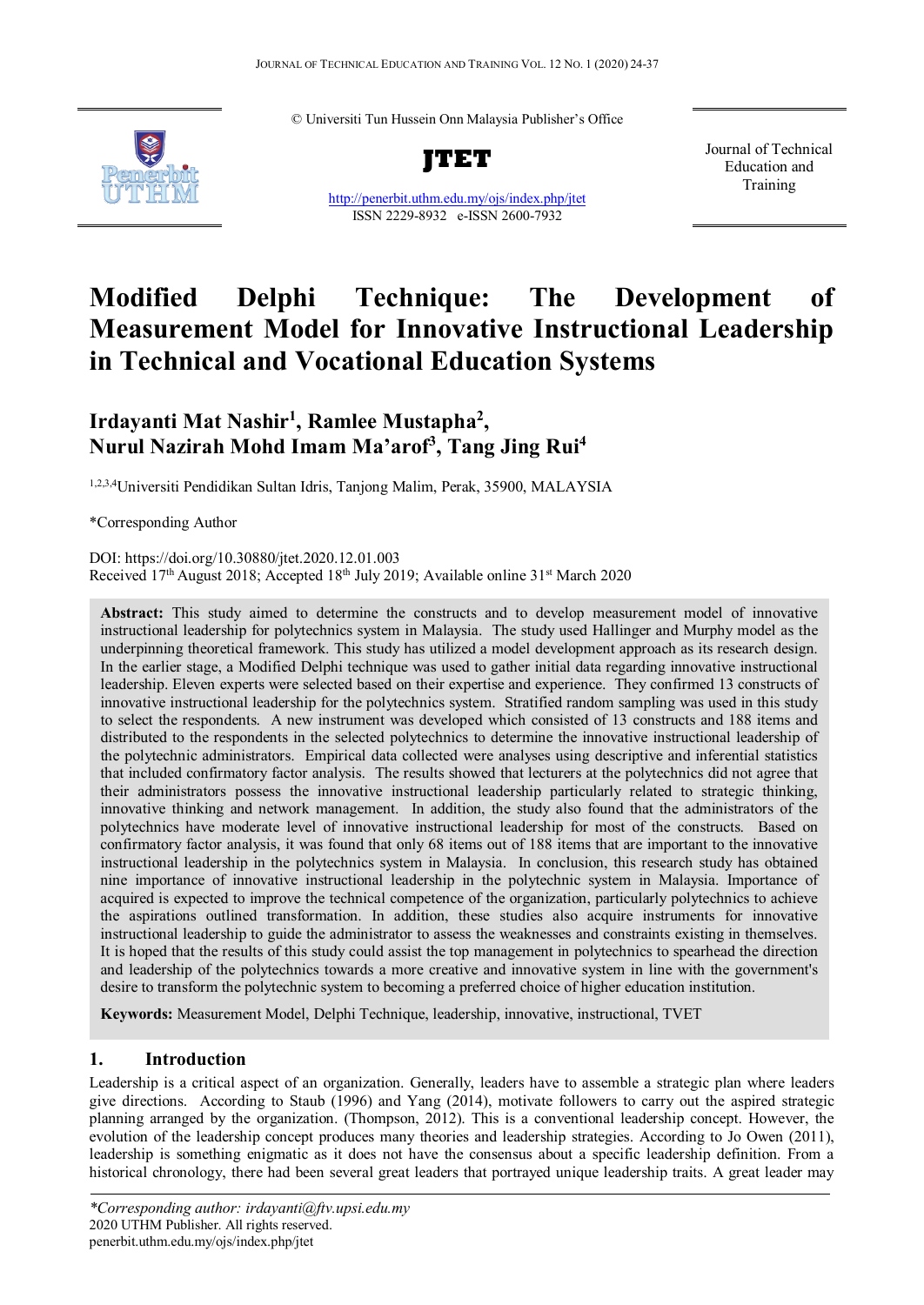© Universiti Tun Hussein Onn Malaysia Publisher's Office

**JTET**

http://penerbit.uthm.edu.my/ojs/index.php/jtet
ISSN 2229-8932 e-ISSN 2600-7932

Journal of Technical Education and Training

# Modified Delphi Technique: The Development of Measurement Model for Innovative Instructional Leadership in Technical and Vocational Education Systems

**Irdayanti Mat Nashir[1], Ramlee Mustapha[2], Nurul Nazirah Mohd Imam Ma'arof[3], Tang Jing Rui[4]**

[1,2,3,4]Universiti Pendidikan Sultan Idris, Tanjong Malim, Perak, 35900, MALAYSIA

*Corresponding Author

DOI: https://doi.org/10.30880/jtet.2020.12.01.003
Received 17th August 2018; Accepted 18th July 2019; Available online 31st March 2020

**Abstract:** This study aimed to determine the constructs and to develop measurement model of innovative instructional leadership for polytechnics system in Malaysia. The study used Hallinger and Murphy model as the underpinning theoretical framework. This study has utilized a model development approach as its research design. In the earlier stage, a Modified Delphi technique was used to gather initial data regarding innovative instructional leadership. Eleven experts were selected based on their expertise and experience. They confirmed 13 constructs of innovative instructional leadership for the polytechnics system. Stratified random sampling was used in this study to select the respondents. A new instrument was developed which consisted of 13 constructs and 188 items and distributed to the respondents in the selected polytechnics to determine the innovative instructional leadership of the polytechnic administrators. Empirical data collected were analyses using descriptive and inferential statistics that included confirmatory factor analysis. The results showed that lecturers at the polytechnics did not agree that their administrators possess the innovative instructional leadership particularly related to strategic thinking, innovative thinking and network management. In addition, the study also found that the administrators of the polytechnics have moderate level of innovative instructional leadership for most of the constructs. Based on confirmatory factor analysis, it was found that only 68 items out of 188 items that are important to the innovative instructional leadership in the polytechnics system in Malaysia. In conclusion, this research study has obtained nine importance of innovative instructional leadership in the polytechnic system in Malaysia. Importance of acquired is expected to improve the technical competence of the organization, particularly polytechnics to achieve the aspirations outlined transformation. In addition, these studies also acquire instruments for innovative instructional leadership to guide the administrator to assess the weaknesses and constraints existing in themselves. It is hoped that the results of this study could assist the top management in polytechnics to spearhead the direction and leadership of the polytechnics towards a more creative and innovative system in line with the government's desire to transform the polytechnic system to becoming a preferred choice of higher education institution.

**Keywords:** Measurement Model, Delphi Technique, leadership, innovative, instructional, TVET

## 1. Introduction

Leadership is a critical aspect of an organization. Generally, leaders have to assemble a strategic plan where leaders give directions. According to Staub (1996) and Yang (2014), motivate followers to carry out the aspired strategic planning arranged by the organization. (Thompson, 2012). This is a conventional leadership concept. However, the evolution of the leadership concept produces many theories and leadership strategies. According to Jo Owen (2011), leadership is something enigmatic as it does not have the consensus about a specific leadership definition. From a historical chronology, there had been several great leaders that portrayed unique leadership traits. A great leader may

*\*Corresponding author: irdayanti@ftv.upsi.edu.my*
2020 UTHM Publisher. All rights reserved.
penerbit.uthm.edu.my/ojs/index.php/jtet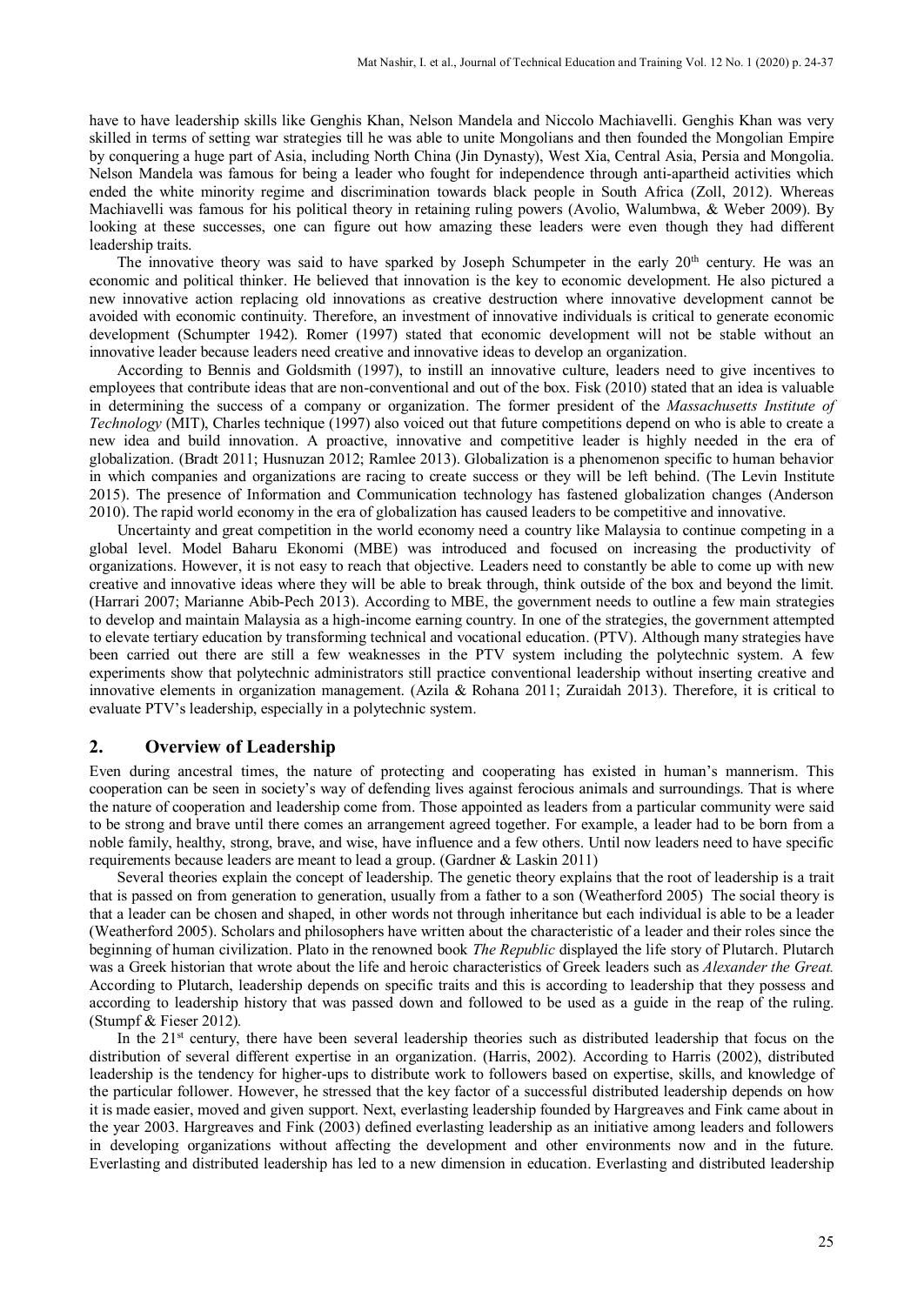have to have leadership skills like Genghis Khan, Nelson Mandela and Niccolo Machiavelli. Genghis Khan was very skilled in terms of setting war strategies till he was able to unite Mongolians and then founded the Mongolian Empire by conquering a huge part of Asia, including North China (Jin Dynasty), West Xia, Central Asia, Persia and Mongolia. Nelson Mandela was famous for being a leader who fought for independence through anti-apartheid activities which ended the white minority regime and discrimination towards black people in South Africa (Zoll, 2012). Whereas Machiavelli was famous for his political theory in retaining ruling powers (Avolio, Walumbwa, & Weber 2009). By looking at these successes, one can figure out how amazing these leaders were even though they had different leadership traits.

The innovative theory was said to have sparked by Joseph Schumpeter in the early 20th century. He was an economic and political thinker. He believed that innovation is the key to economic development. He also pictured a new innovative action replacing old innovations as creative destruction where innovative development cannot be avoided with economic continuity. Therefore, an investment of innovative individuals is critical to generate economic development (Schumpter 1942). Romer (1997) stated that economic development will not be stable without an innovative leader because leaders need creative and innovative ideas to develop an organization.

According to Bennis and Goldsmith (1997), to instill an innovative culture, leaders need to give incentives to employees that contribute ideas that are non-conventional and out of the box. Fisk (2010) stated that an idea is valuable in determining the success of a company or organization. The former president of the *Massachusetts Institute of Technology* (MIT), Charles technique (1997) also voiced out that future competitions depend on who is able to create a new idea and build innovation. A proactive, innovative and competitive leader is highly needed in the era of globalization. (Bradt 2011; Husnuzan 2012; Ramlee 2013). Globalization is a phenomenon specific to human behavior in which companies and organizations are racing to create success or they will be left behind. (The Levin Institute 2015). The presence of Information and Communication technology has fastened globalization changes (Anderson 2010). The rapid world economy in the era of globalization has caused leaders to be competitive and innovative.

Uncertainty and great competition in the world economy need a country like Malaysia to continue competing in a global level. Model Baharu Ekonomi (MBE) was introduced and focused on increasing the productivity of organizations. However, it is not easy to reach that objective. Leaders need to constantly be able to come up with new creative and innovative ideas where they will be able to break through, think outside of the box and beyond the limit. (Harrari 2007; Marianne Abib-Pech 2013). According to MBE, the government needs to outline a few main strategies to develop and maintain Malaysia as a high-income earning country. In one of the strategies, the government attempted to elevate tertiary education by transforming technical and vocational education. (PTV). Although many strategies have been carried out there are still a few weaknesses in the PTV system including the polytechnic system. A few experiments show that polytechnic administrators still practice conventional leadership without inserting creative and innovative elements in organization management. (Azila & Rohana 2011; Zuraidah 2013). Therefore, it is critical to evaluate PTV's leadership, especially in a polytechnic system.

## 2. Overview of Leadership

Even during ancestral times, the nature of protecting and cooperating has existed in human's mannerism. This cooperation can be seen in society's way of defending lives against ferocious animals and surroundings. That is where the nature of cooperation and leadership come from. Those appointed as leaders from a particular community were said to be strong and brave until there comes an arrangement agreed together. For example, a leader had to be born from a noble family, healthy, strong, brave, and wise, have influence and a few others. Until now leaders need to have specific requirements because leaders are meant to lead a group. (Gardner & Laskin 2011)

Several theories explain the concept of leadership. The genetic theory explains that the root of leadership is a trait that is passed on from generation to generation, usually from a father to a son (Weatherford 2005) The social theory is that a leader can be chosen and shaped, in other words not through inheritance but each individual is able to be a leader (Weatherford 2005). Scholars and philosophers have written about the characteristic of a leader and their roles since the beginning of human civilization. Plato in the renowned book *The Republic* displayed the life story of Plutarch. Plutarch was a Greek historian that wrote about the life and heroic characteristics of Greek leaders such as *Alexander the Great.* According to Plutarch, leadership depends on specific traits and this is according to leadership that they possess and according to leadership history that was passed down and followed to be used as a guide in the reap of the ruling. (Stumpf & Fieser 2012).

In the 21st century, there have been several leadership theories such as distributed leadership that focus on the distribution of several different expertise in an organization. (Harris, 2002). According to Harris (2002), distributed leadership is the tendency for higher-ups to distribute work to followers based on expertise, skills, and knowledge of the particular follower. However, he stressed that the key factor of a successful distributed leadership depends on how it is made easier, moved and given support. Next, everlasting leadership founded by Hargreaves and Fink came about in the year 2003. Hargreaves and Fink (2003) defined everlasting leadership as an initiative among leaders and followers in developing organizations without affecting the development and other environments now and in the future. Everlasting and distributed leadership has led to a new dimension in education. Everlasting and distributed leadership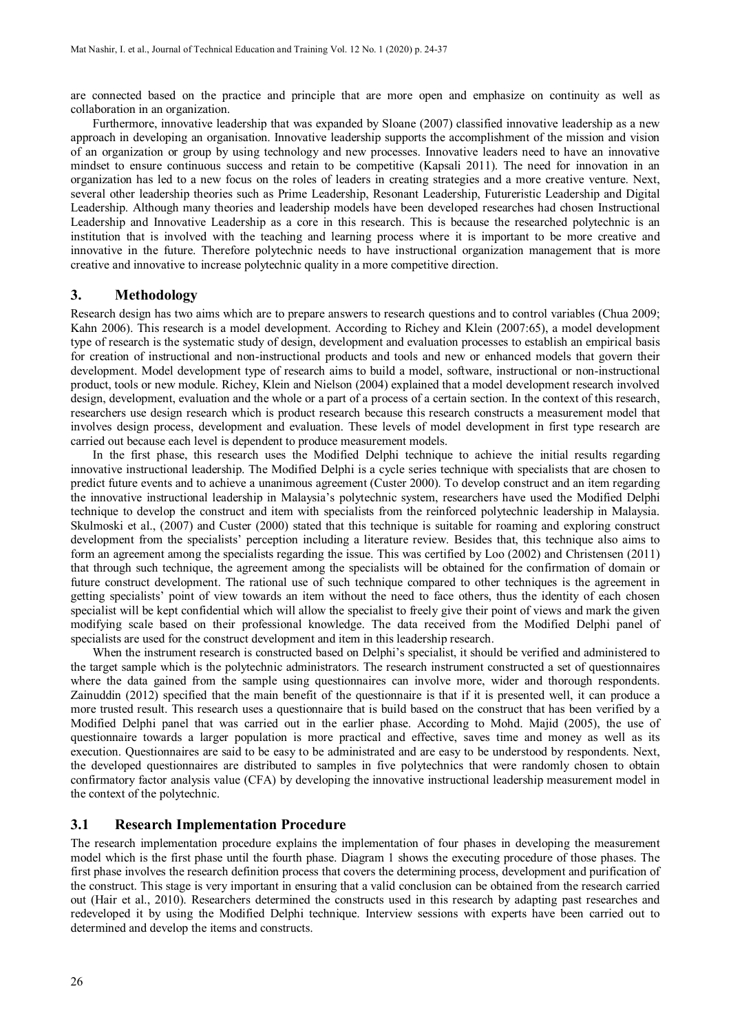are connected based on the practice and principle that are more open and emphasize on continuity as well as collaboration in an organization.

Furthermore, innovative leadership that was expanded by Sloane (2007) classified innovative leadership as a new approach in developing an organisation. Innovative leadership supports the accomplishment of the mission and vision of an organization or group by using technology and new processes. Innovative leaders need to have an innovative mindset to ensure continuous success and retain to be competitive (Kapsali 2011). The need for innovation in an organization has led to a new focus on the roles of leaders in creating strategies and a more creative venture. Next, several other leadership theories such as Prime Leadership, Resonant Leadership, Futureristic Leadership and Digital Leadership. Although many theories and leadership models have been developed researches had chosen Instructional Leadership and Innovative Leadership as a core in this research. This is because the researched polytechnic is an institution that is involved with the teaching and learning process where it is important to be more creative and innovative in the future. Therefore polytechnic needs to have instructional organization management that is more creative and innovative to increase polytechnic quality in a more competitive direction.

## 3. Methodology

Research design has two aims which are to prepare answers to research questions and to control variables (Chua 2009; Kahn 2006). This research is a model development. According to Richey and Klein (2007:65), a model development type of research is the systematic study of design, development and evaluation processes to establish an empirical basis for creation of instructional and non-instructional products and tools and new or enhanced models that govern their development. Model development type of research aims to build a model, software, instructional or non-instructional product, tools or new module. Richey, Klein and Nielson (2004) explained that a model development research involved design, development, evaluation and the whole or a part of a process of a certain section. In the context of this research, researchers use design research which is product research because this research constructs a measurement model that involves design process, development and evaluation. These levels of model development in first type research are carried out because each level is dependent to produce measurement models.

In the first phase, this research uses the Modified Delphi technique to achieve the initial results regarding innovative instructional leadership. The Modified Delphi is a cycle series technique with specialists that are chosen to predict future events and to achieve a unanimous agreement (Custer 2000). To develop construct and an item regarding the innovative instructional leadership in Malaysia's polytechnic system, researchers have used the Modified Delphi technique to develop the construct and item with specialists from the reinforced polytechnic leadership in Malaysia. Skulmoski et al., (2007) and Custer (2000) stated that this technique is suitable for roaming and exploring construct development from the specialists' perception including a literature review. Besides that, this technique also aims to form an agreement among the specialists regarding the issue. This was certified by Loo (2002) and Christensen (2011) that through such technique, the agreement among the specialists will be obtained for the confirmation of domain or future construct development. The rational use of such technique compared to other techniques is the agreement in getting specialists' point of view towards an item without the need to face others, thus the identity of each chosen specialist will be kept confidential which will allow the specialist to freely give their point of views and mark the given modifying scale based on their professional knowledge. The data received from the Modified Delphi panel of specialists are used for the construct development and item in this leadership research.

When the instrument research is constructed based on Delphi's specialist, it should be verified and administered to the target sample which is the polytechnic administrators. The research instrument constructed a set of questionnaires where the data gained from the sample using questionnaires can involve more, wider and thorough respondents. Zainuddin (2012) specified that the main benefit of the questionnaire is that if it is presented well, it can produce a more trusted result. This research uses a questionnaire that is build based on the construct that has been verified by a Modified Delphi panel that was carried out in the earlier phase. According to Mohd. Majid (2005), the use of questionnaire towards a larger population is more practical and effective, saves time and money as well as its execution. Questionnaires are said to be easy to be administrated and are easy to be understood by respondents. Next, the developed questionnaires are distributed to samples in five polytechnics that were randomly chosen to obtain confirmatory factor analysis value (CFA) by developing the innovative instructional leadership measurement model in the context of the polytechnic.

### 3.1 Research Implementation Procedure

The research implementation procedure explains the implementation of four phases in developing the measurement model which is the first phase until the fourth phase. Diagram 1 shows the executing procedure of those phases. The first phase involves the research definition process that covers the determining process, development and purification of the construct. This stage is very important in ensuring that a valid conclusion can be obtained from the research carried out (Hair et al., 2010). Researchers determined the constructs used in this research by adapting past researches and redeveloped it by using the Modified Delphi technique. Interview sessions with experts have been carried out to determined and develop the items and constructs.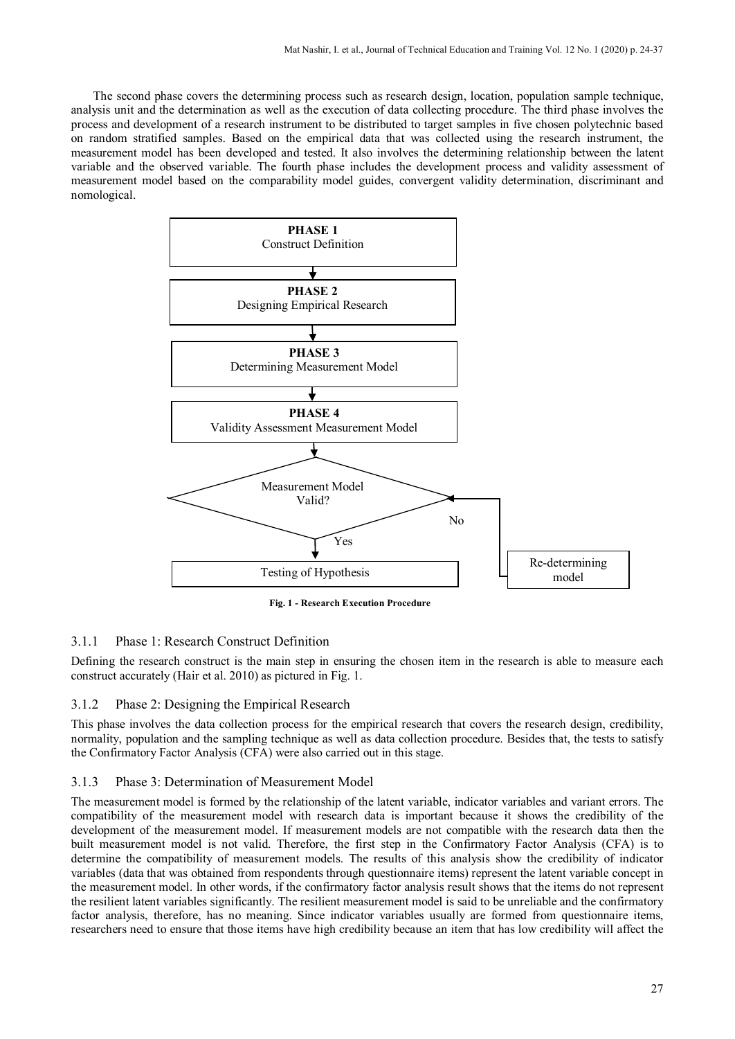The second phase covers the determining process such as research design, location, population sample technique, analysis unit and the determination as well as the execution of data collecting procedure. The third phase involves the process and development of a research instrument to be distributed to target samples in five chosen polytechnic based on random stratified samples. Based on the empirical data that was collected using the research instrument, the measurement model has been developed and tested. It also involves the determining relationship between the latent variable and the observed variable. The fourth phase includes the development process and validity assessment of measurement model based on the comparability model guides, convergent validity determination, discriminant and nomological.

**PHASE 1**
Construct Definition

**PHASE 2**
Designing Empirical Research

**PHASE 3**
Determining Measurement Model

**PHASE 4**
Validity Assessment Measurement Model

Measurement Model Valid?

Yes → Testing of Hypothesis

No → Re-determining model

**Fig. 1 - Research Execution Procedure**

### 3.1.1 Phase 1: Research Construct Definition

Defining the research construct is the main step in ensuring the chosen item in the research is able to measure each construct accurately (Hair et al. 2010) as pictured in Fig. 1.

### 3.1.2 Phase 2: Designing the Empirical Research

This phase involves the data collection process for the empirical research that covers the research design, credibility, normality, population and the sampling technique as well as data collection procedure. Besides that, the tests to satisfy the Confirmatory Factor Analysis (CFA) were also carried out in this stage.

### 3.1.3 Phase 3: Determination of Measurement Model

The measurement model is formed by the relationship of the latent variable, indicator variables and variant errors. The compatibility of the measurement model with research data is important because it shows the credibility of the development of the measurement model. If measurement models are not compatible with the research data then the built measurement model is not valid. Therefore, the first step in the Confirmatory Factor Analysis (CFA) is to determine the compatibility of measurement models. The results of this analysis show the credibility of indicator variables (data that was obtained from respondents through questionnaire items) represent the latent variable concept in the measurement model. In other words, if the confirmatory factor analysis result shows that the items do not represent the resilient latent variables significantly. The resilient measurement model is said to be unreliable and the confirmatory factor analysis, therefore, has no meaning. Since indicator variables usually are formed from questionnaire items, researchers need to ensure that those items have high credibility because an item that has low credibility will affect the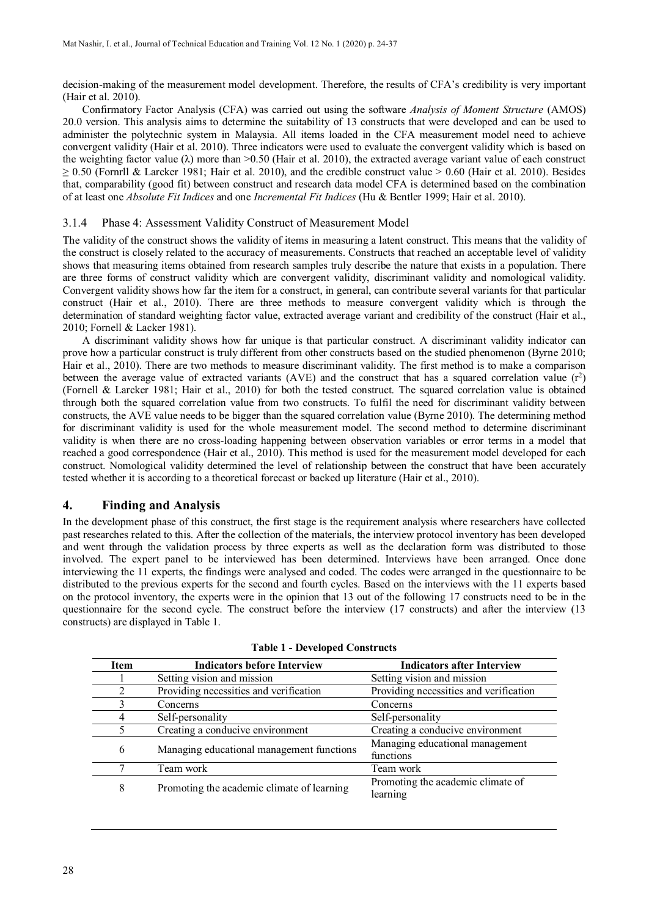decision-making of the measurement model development. Therefore, the results of CFA's credibility is very important (Hair et al. 2010).

Confirmatory Factor Analysis (CFA) was carried out using the software *Analysis of Moment Structure* (AMOS) 20.0 version. This analysis aims to determine the suitability of 13 constructs that were developed and can be used to administer the polytechnic system in Malaysia. All items loaded in the CFA measurement model need to achieve convergent validity (Hair et al. 2010). Three indicators were used to evaluate the convergent validity which is based on the weighting factor value (λ) more than >0.50 (Hair et al. 2010), the extracted average variant value of each construct ≥ 0.50 (Fornrll & Larcker 1981; Hair et al. 2010), and the credible construct value > 0.60 (Hair et al. 2010). Besides that, comparability (good fit) between construct and research data model CFA is determined based on the combination of at least one *Absolute Fit Indices* and one *Incremental Fit Indices* (Hu & Bentler 1999; Hair et al. 2010).

### 3.1.4 Phase 4: Assessment Validity Construct of Measurement Model

The validity of the construct shows the validity of items in measuring a latent construct. This means that the validity of the construct is closely related to the accuracy of measurements. Constructs that reached an acceptable level of validity shows that measuring items obtained from research samples truly describe the nature that exists in a population. There are three forms of construct validity which are convergent validity, discriminant validity and nomological validity. Convergent validity shows how far the item for a construct, in general, can contribute several variants for that particular construct (Hair et al., 2010). There are three methods to measure convergent validity which is through the determination of standard weighting factor value, extracted average variant and credibility of the construct (Hair et al., 2010; Fornell & Lacker 1981).

A discriminant validity shows how far unique is that particular construct. A discriminant validity indicator can prove how a particular construct is truly different from other constructs based on the studied phenomenon (Byrne 2010; Hair et al., 2010). There are two methods to measure discriminant validity. The first method is to make a comparison between the average value of extracted variants (AVE) and the construct that has a squared correlation value ($r^2$) (Fornell & Larcker 1981; Hair et al., 2010) for both the tested construct. The squared correlation value is obtained through both the squared correlation value from two constructs. To fulfil the need for discriminant validity between constructs, the AVE value needs to be bigger than the squared correlation value (Byrne 2010). The determining method for discriminant validity is used for the whole measurement model. The second method to determine discriminant validity is when there are no cross-loading happening between observation variables or error terms in a model that reached a good correspondence (Hair et al., 2010). This method is used for the measurement model developed for each construct. Nomological validity determined the level of relationship between the construct that have been accurately tested whether it is according to a theoretical forecast or backed up literature (Hair et al., 2010).

## 4. Finding and Analysis

In the development phase of this construct, the first stage is the requirement analysis where researchers have collected past researches related to this. After the collection of the materials, the interview protocol inventory has been developed and went through the validation process by three experts as well as the declaration form was distributed to those involved. The expert panel to be interviewed has been determined. Interviews have been arranged. Once done interviewing the 11 experts, the findings were analysed and coded. The codes were arranged in the questionnaire to be distributed to the previous experts for the second and fourth cycles. Based on the interviews with the 11 experts based on the protocol inventory, the experts were in the opinion that 13 out of the following 17 constructs need to be in the questionnaire for the second cycle. The construct before the interview (17 constructs) and after the interview (13 constructs) are displayed in Table 1.

**Table 1 - Developed Constructs**

| Item | Indicators before Interview | Indicators after Interview |
|---|---|---|
| 1 | Setting vision and mission | Setting vision and mission |
| 2 | Providing necessities and verification | Providing necessities and verification |
| 3 | Concerns | Concerns |
| 4 | Self-personality | Self-personality |
| 5 | Creating a conducive environment | Creating a conducive environment |
| 6 | Managing educational management functions | Managing educational management functions |
| 7 | Team work | Team work |
| 8 | Promoting the academic climate of learning | Promoting the academic climate of learning |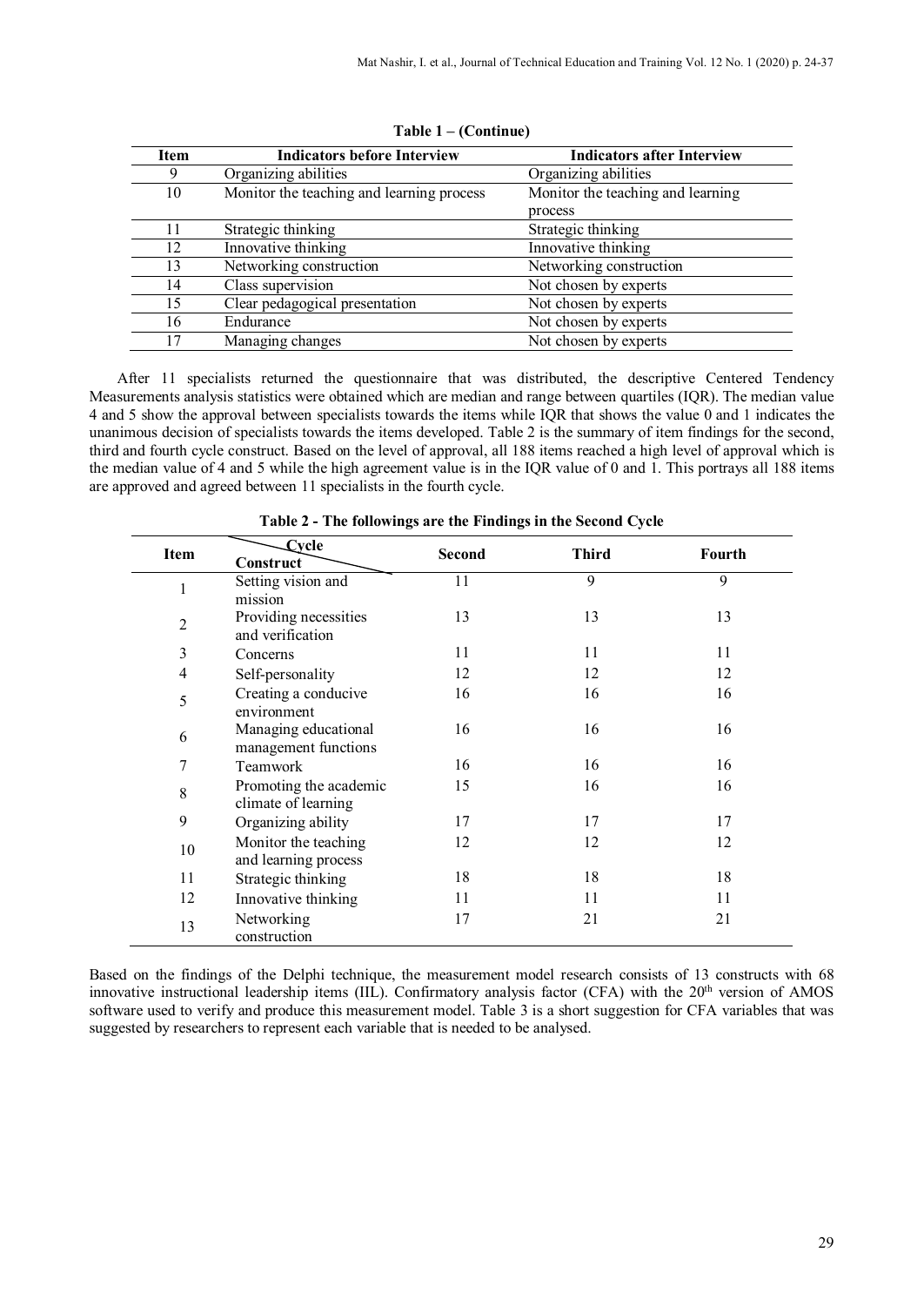**Table 1 – (Continue)**

| Item | Indicators before Interview | Indicators after Interview |
|---|---|---|
| 9 | Organizing abilities | Organizing abilities |
| 10 | Monitor the teaching and learning process | Monitor the teaching and learning process |
| 11 | Strategic thinking | Strategic thinking |
| 12 | Innovative thinking | Innovative thinking |
| 13 | Networking construction | Networking construction |
| 14 | Class supervision | Not chosen by experts |
| 15 | Clear pedagogical presentation | Not chosen by experts |
| 16 | Endurance | Not chosen by experts |
| 17 | Managing changes | Not chosen by experts |

After 11 specialists returned the questionnaire that was distributed, the descriptive Centered Tendency Measurements analysis statistics were obtained which are median and range between quartiles (IQR). The median value 4 and 5 show the approval between specialists towards the items while IQR that shows the value 0 and 1 indicates the unanimous decision of specialists towards the items developed. Table 2 is the summary of item findings for the second, third and fourth cycle construct. Based on the level of approval, all 188 items reached a high level of approval which is the median value of 4 and 5 while the high agreement value is in the IQR value of 0 and 1. This portrays all 188 items are approved and agreed between 11 specialists in the fourth cycle.

**Table 2 - The followings are the Findings in the Second Cycle**

| Item | Construct \ Cycle | Second | Third | Fourth |
|---|---|---|---|---|
| 1 | Setting vision and mission | 11 | 9 | 9 |
| 2 | Providing necessities and verification | 13 | 13 | 13 |
| 3 | Concerns | 11 | 11 | 11 |
| 4 | Self-personality | 12 | 12 | 12 |
| 5 | Creating a conducive environment | 16 | 16 | 16 |
| 6 | Managing educational management functions | 16 | 16 | 16 |
| 7 | Teamwork | 16 | 16 | 16 |
| 8 | Promoting the academic climate of learning | 15 | 16 | 16 |
| 9 | Organizing ability | 17 | 17 | 17 |
| 10 | Monitor the teaching and learning process | 12 | 12 | 12 |
| 11 | Strategic thinking | 18 | 18 | 18 |
| 12 | Innovative thinking | 11 | 11 | 11 |
| 13 | Networking construction | 17 | 21 | 21 |

Based on the findings of the Delphi technique, the measurement model research consists of 13 constructs with 68 innovative instructional leadership items (IIL). Confirmatory analysis factor (CFA) with the 20th version of AMOS software used to verify and produce this measurement model. Table 3 is a short suggestion for CFA variables that was suggested by researchers to represent each variable that is needed to be analysed.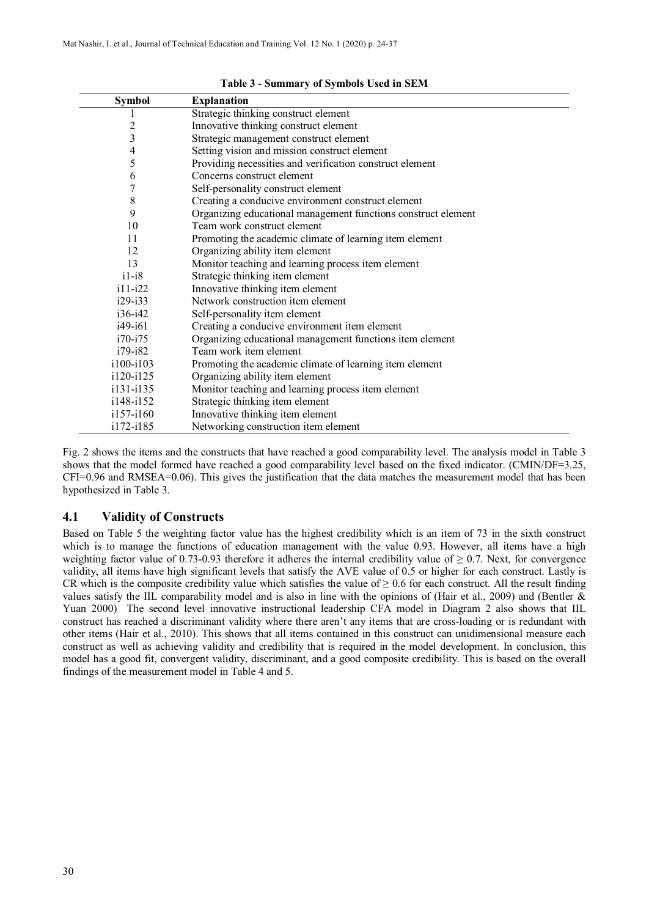**Table 3 - Summary of Symbols Used in SEM**

| Symbol | Explanation |
|---|---|
| 1 | Strategic thinking construct element |
| 2 | Innovative thinking construct element |
| 3 | Strategic management construct element |
| 4 | Setting vision and mission construct element |
| 5 | Providing necessities and verification construct element |
| 6 | Concerns construct element |
| 7 | Self-personality construct element |
| 8 | Creating a conducive environment construct element |
| 9 | Organizing educational management functions construct element |
| 10 | Team work construct element |
| 11 | Promoting the academic climate of learning item element |
| 12 | Organizing ability item element |
| 13 | Monitor teaching and learning process item element |
| i1-i8 | Strategic thinking item element |
| i11-i22 | Innovative thinking item element |
| i29-i33 | Network construction item element |
| i36-i42 | Self-personality item element |
| i49-i61 | Creating a conducive environment item element |
| i70-i75 | Organizing educational management functions item element |
| i79-i82 | Team work item element |
| i100-i103 | Promoting the academic climate of learning item element |
| i120-i125 | Organizing ability item element |
| i131-i135 | Monitor teaching and learning process item element |
| i148-i152 | Strategic thinking item element |
| i157-i160 | Innovative thinking item element |
| i172-i185 | Networking construction item element |

Fig. 2 shows the items and the constructs that have reached a good comparability level. The analysis model in Table 3 shows that the model formed have reached a good comparability level based on the fixed indicator. (CMIN/DF=3.25, CFI=0.96 and RMSEA=0.06). This gives the justification that the data matches the measurement model that has been hypothesized in Table 3.

## 4.1 Validity of Constructs

Based on Table 5 the weighting factor value has the highest credibility which is an item of 73 in the sixth construct which is to manage the functions of education management with the value 0.93. However, all items have a high weighting factor value of 0.73-0.93 therefore it adheres the internal credibility value of $\geq 0.7$. Next, for convergence validity, all items have high significant levels that satisfy the AVE value of 0.5 or higher for each construct. Lastly is CR which is the composite credibility value which satisfies the value of $\geq 0.6$ for each construct. All the result finding values satisfy the IIL comparability model and is also in line with the opinions of (Hair et al., 2009) and (Bentler & Yuan 2000) The second level innovative instructional leadership CFA model in Diagram 2 also shows that IIL construct has reached a discriminant validity where there aren't any items that are cross-loading or is redundant with other items (Hair et al., 2010). This shows that all items contained in this construct can unidimensional measure each construct as well as achieving validity and credibility that is required in the model development. In conclusion, this model has a good fit, convergent validity, discriminant, and a good composite credibility. This is based on the overall findings of the measurement model in Table 4 and 5.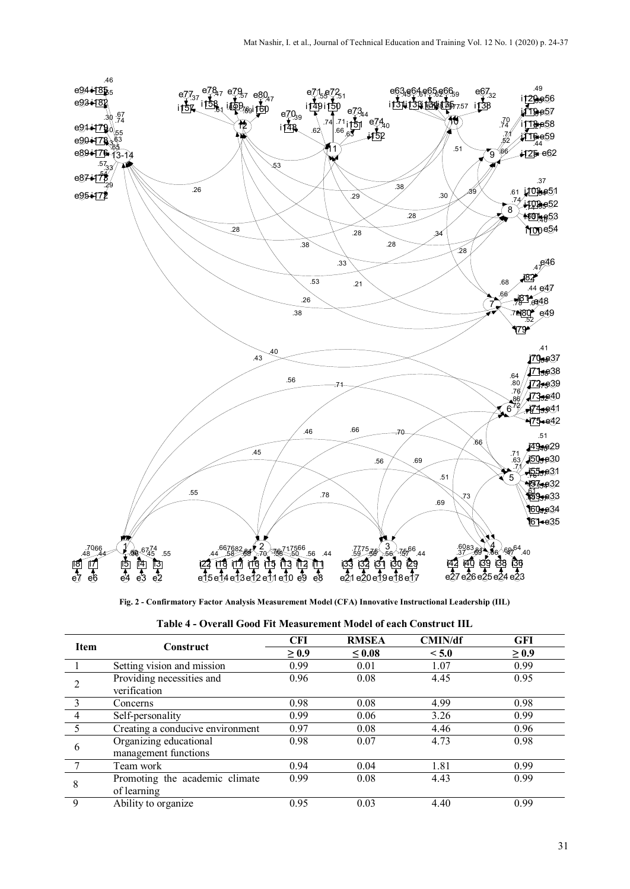**Fig. 2 - Confirmatory Factor Analysis Measurement Model (CFA) Innovative Instructional Leadership (IIL)**

**Table 4 - Overall Good Fit Measurement Model of each Construct IIL**

| Item | Construct | CFI | RMSEA | CMIN/df | GFI |
|---|---|---|---|---|---|
| | | ≥ 0.9 | ≤ 0.08 | < 5.0 | ≥ 0.9 |
| 1 | Setting vision and mission | 0.99 | 0.01 | 1.07 | 0.99 |
| 2 | Providing necessities and verification | 0.96 | 0.08 | 4.45 | 0.95 |
| 3 | Concerns | 0.98 | 0.08 | 4.99 | 0.98 |
| 4 | Self-personality | 0.99 | 0.06 | 3.26 | 0.99 |
| 5 | Creating a conducive environment | 0.97 | 0.08 | 4.46 | 0.96 |
| 6 | Organizing educational management functions | 0.98 | 0.07 | 4.73 | 0.98 |
| 7 | Team work | 0.94 | 0.04 | 1.81 | 0.99 |
| 8 | Promoting the academic climate of learning | 0.99 | 0.08 | 4.43 | 0.99 |
| 9 | Ability to organize | 0.95 | 0.03 | 4.40 | 0.99 |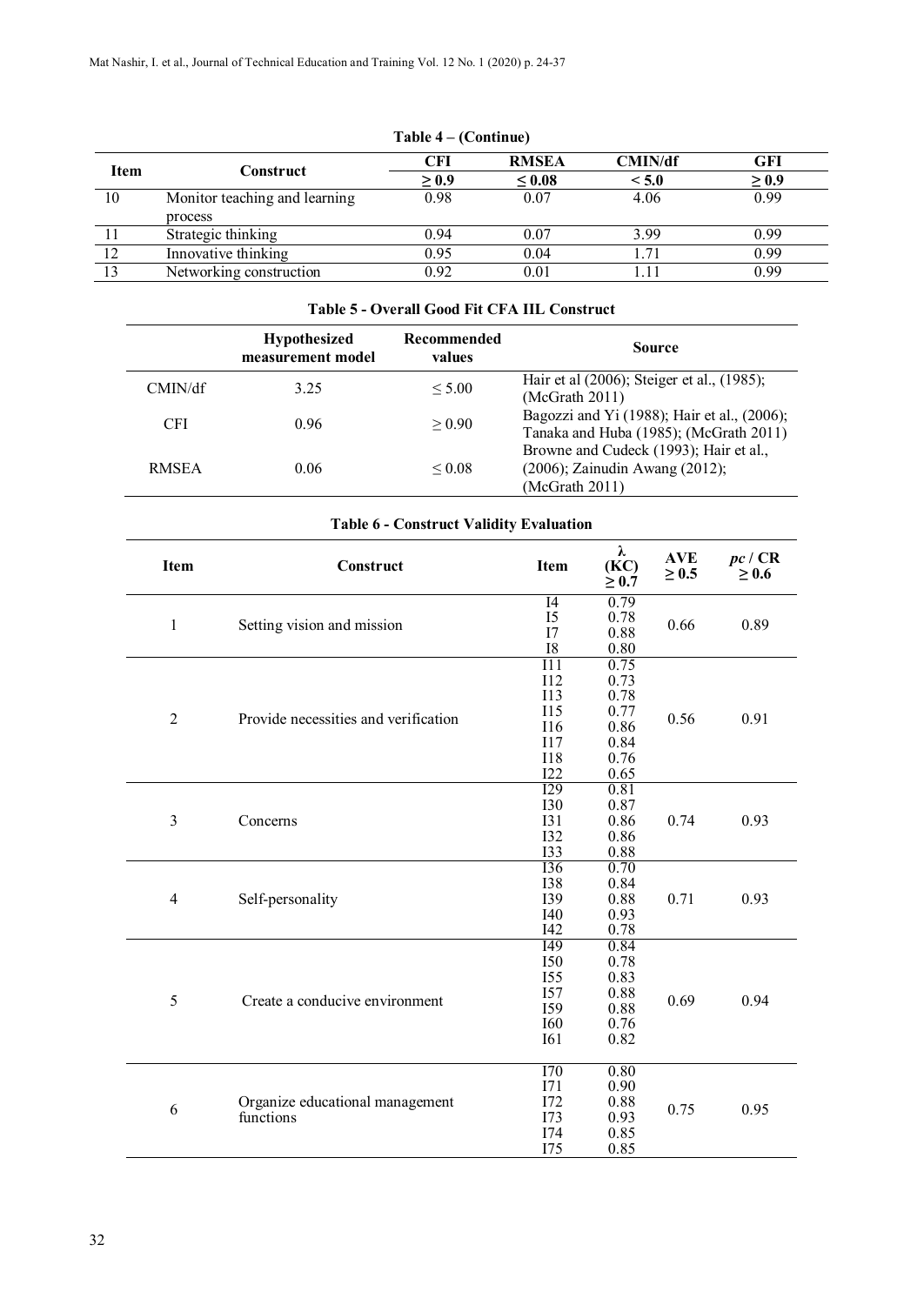**Table 4 – (Continue)**

| Item | Construct | CFI | RMSEA | CMIN/df | GFI |
|---|---|---|---|---|---|
| | | ≥ 0.9 | ≤ 0.08 | < 5.0 | ≥ 0.9 |
| 10 | Monitor teaching and learning process | 0.98 | 0.07 | 4.06 | 0.99 |
| 11 | Strategic thinking | 0.94 | 0.07 | 3.99 | 0.99 |
| 12 | Innovative thinking | 0.95 | 0.04 | 1.71 | 0.99 |
| 13 | Networking construction | 0.92 | 0.01 | 1.11 | 0.99 |

**Table 5 - Overall Good Fit CFA IIL Construct**

| | Hypothesized measurement model | Recommended values | Source |
|---|---|---|---|
| CMIN/df | 3.25 | ≤ 5.00 | Hair et al (2006); Steiger et al., (1985); (McGrath 2011) |
| CFI | 0.96 | ≥ 0.90 | Bagozzi and Yi (1988); Hair et al., (2006); Tanaka and Huba (1985); (McGrath 2011) |
| RMSEA | 0.06 | ≤ 0.08 | Browne and Cudeck (1993); Hair et al., (2006); Zainudin Awang (2012); (McGrath 2011) |

**Table 6 - Construct Validity Evaluation**

| Item | Construct | Item | λ (KC) ≥ 0.7 | AVE ≥ 0.5 | *pc* / CR ≥ 0.6 |
|---|---|---|---|---|---|
| 1 | Setting vision and mission | I4 | 0.79 | 0.66 | 0.89 |
| | | I5 | 0.78 | | |
| | | I7 | 0.88 | | |
| | | I8 | 0.80 | | |
| 2 | Provide necessities and verification | I11 | 0.75 | 0.56 | 0.91 |
| | | I12 | 0.73 | | |
| | | I13 | 0.78 | | |
| | | I15 | 0.77 | | |
| | | I16 | 0.86 | | |
| | | I17 | 0.84 | | |
| | | I18 | 0.76 | | |
| | | I22 | 0.65 | | |
| 3 | Concerns | I29 | 0.81 | 0.74 | 0.93 |
| | | I30 | 0.87 | | |
| | | I31 | 0.86 | | |
| | | I32 | 0.86 | | |
| | | I33 | 0.88 | | |
| 4 | Self-personality | I36 | 0.70 | 0.71 | 0.93 |
| | | I38 | 0.84 | | |
| | | I39 | 0.88 | | |
| | | I40 | 0.93 | | |
| | | I42 | 0.78 | | |
| 5 | Create a conducive environment | I49 | 0.84 | 0.69 | 0.94 |
| | | I50 | 0.78 | | |
| | | I55 | 0.83 | | |
| | | I57 | 0.88 | | |
| | | I59 | 0.88 | | |
| | | I60 | 0.76 | | |
| | | I61 | 0.82 | | |
| 6 | Organize educational management functions | I70 | 0.80 | 0.75 | 0.95 |
| | | I71 | 0.90 | | |
| | | I72 | 0.88 | | |
| | | I73 | 0.93 | | |
| | | I74 | 0.85 | | |
| | | I75 | 0.85 | | |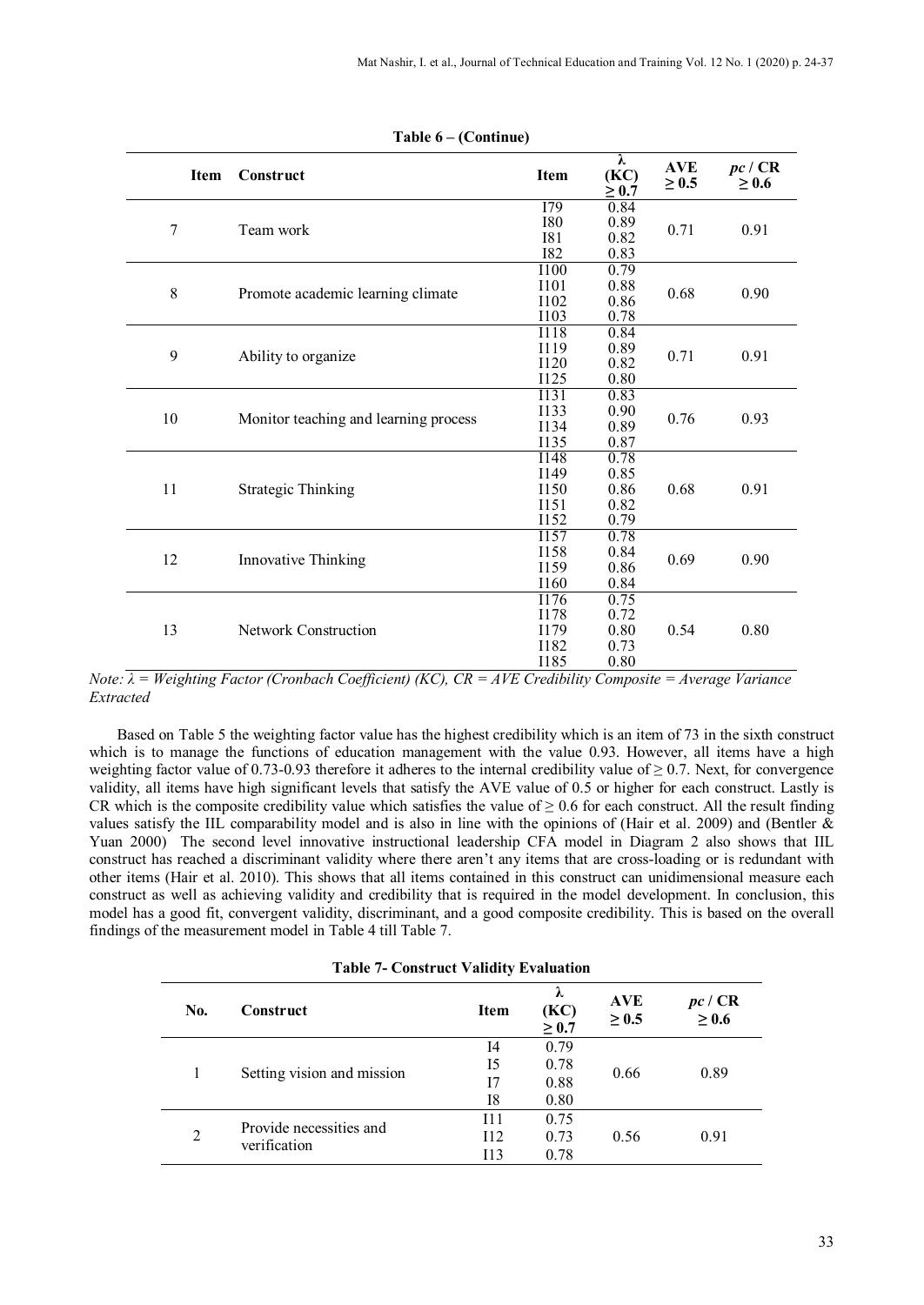**Table 6 – (Continue)**

| Item | Construct | Item | λ (KC) ≥ 0.7 | AVE ≥ 0.5 | *pc* / CR ≥ 0.6 |
|---|---|---|---|---|---|
| 7 | Team work | I79<br>I80<br>I81<br>I82 | 0.84<br>0.89<br>0.82<br>0.83 | 0.71 | 0.91 |
| 8 | Promote academic learning climate | I100<br>I101<br>I102<br>I103 | 0.79<br>0.88<br>0.86<br>0.78 | 0.68 | 0.90 |
| 9 | Ability to organize | I118<br>I119<br>I120<br>I125 | 0.84<br>0.89<br>0.82<br>0.80 | 0.71 | 0.91 |
| 10 | Monitor teaching and learning process | I131<br>I133<br>I134<br>I135 | 0.83<br>0.90<br>0.89<br>0.87 | 0.76 | 0.93 |
| 11 | Strategic Thinking | I148<br>I149<br>I150<br>I151<br>I152 | 0.78<br>0.85<br>0.86<br>0.82<br>0.79 | 0.68 | 0.91 |
| 12 | Innovative Thinking | I157<br>I158<br>I159<br>I160 | 0.78<br>0.84<br>0.86<br>0.84 | 0.69 | 0.90 |
| 13 | Network Construction | I176<br>I178<br>I179<br>I182<br>I185 | 0.75<br>0.72<br>0.80<br>0.73<br>0.80 | 0.54 | 0.80 |

*Note: λ = Weighting Factor (Cronbach Coefficient) (KC), CR = AVE Credibility Composite = Average Variance Extracted*

Based on Table 5 the weighting factor value has the highest credibility which is an item of 73 in the sixth construct which is to manage the functions of education management with the value 0.93. However, all items have a high weighting factor value of 0.73-0.93 therefore it adheres to the internal credibility value of ≥ 0.7. Next, for convergence validity, all items have high significant levels that satisfy the AVE value of 0.5 or higher for each construct. Lastly is CR which is the composite credibility value which satisfies the value of ≥ 0.6 for each construct. All the result finding values satisfy the IIL comparability model and is also in line with the opinions of (Hair et al. 2009) and (Bentler & Yuan 2000) The second level innovative instructional leadership CFA model in Diagram 2 also shows that IIL construct has reached a discriminant validity where there aren't any items that are cross-loading or is redundant with other items (Hair et al. 2010). This shows that all items contained in this construct can unidimensional measure each construct as well as achieving validity and credibility that is required in the model development. In conclusion, this model has a good fit, convergent validity, discriminant, and a good composite credibility. This is based on the overall findings of the measurement model in Table 4 till Table 7.

**Table 7- Construct Validity Evaluation**

| No. | Construct | Item | λ (KC) ≥ 0.7 | AVE ≥ 0.5 | *pc* / CR ≥ 0.6 |
|---|---|---|---|---|---|
| 1 | Setting vision and mission | I4<br>I5<br>I7<br>I8 | 0.79<br>0.78<br>0.88<br>0.80 | 0.66 | 0.89 |
| 2 | Provide necessities and verification | I11<br>I12<br>I13 | 0.75<br>0.73<br>0.78 | 0.56 | 0.91 |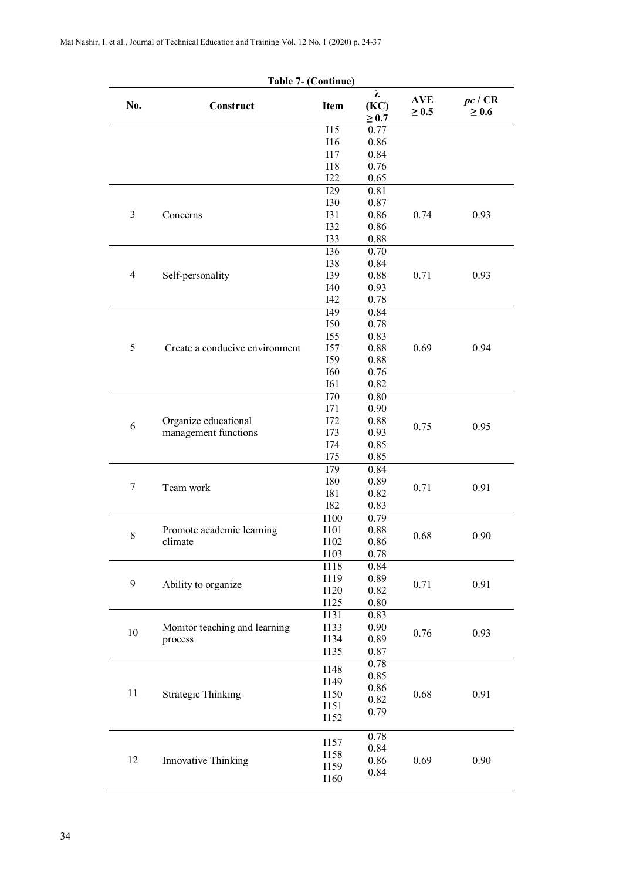**Table 7- (Continue)**

| No. | Construct | Item | λ (KC) ≥ 0.7 | AVE ≥ 0.5 | *pc* / CR ≥ 0.6 |
|---|---|---|---|---|---|
| | | I15 | 0.77 | | |
| | | I16 | 0.86 | | |
| | | I17 | 0.84 | | |
| | | I18 | 0.76 | | |
| | | I22 | 0.65 | | |
| 3 | Concerns | I29 | 0.81 | 0.74 | 0.93 |
| | | I30 | 0.87 | | |
| | | I31 | 0.86 | | |
| | | I32 | 0.86 | | |
| | | I33 | 0.88 | | |
| 4 | Self-personality | I36 | 0.70 | 0.71 | 0.93 |
| | | I38 | 0.84 | | |
| | | I39 | 0.88 | | |
| | | I40 | 0.93 | | |
| | | I42 | 0.78 | | |
| 5 | Create a conducive environment | I49 | 0.84 | 0.69 | 0.94 |
| | | I50 | 0.78 | | |
| | | I55 | 0.83 | | |
| | | I57 | 0.88 | | |
| | | I59 | 0.88 | | |
| | | I60 | 0.76 | | |
| | | I61 | 0.82 | | |
| 6 | Organize educational management functions | I70 | 0.80 | 0.75 | 0.95 |
| | | I71 | 0.90 | | |
| | | I72 | 0.88 | | |
| | | I73 | 0.93 | | |
| | | I74 | 0.85 | | |
| | | I75 | 0.85 | | |
| 7 | Team work | I79 | 0.84 | 0.71 | 0.91 |
| | | I80 | 0.89 | | |
| | | I81 | 0.82 | | |
| | | I82 | 0.83 | | |
| 8 | Promote academic learning climate | I100 | 0.79 | 0.68 | 0.90 |
| | | I101 | 0.88 | | |
| | | I102 | 0.86 | | |
| | | I103 | 0.78 | | |
| 9 | Ability to organize | I118 | 0.84 | 0.71 | 0.91 |
| | | I119 | 0.89 | | |
| | | I120 | 0.82 | | |
| | | I125 | 0.80 | | |
| 10 | Monitor teaching and learning process | I131 | 0.83 | 0.76 | 0.93 |
| | | I133 | 0.90 | | |
| | | I134 | 0.89 | | |
| | | I135 | 0.87 | | |
| 11 | Strategic Thinking | I148 | 0.78 | 0.68 | 0.91 |
| | | I149 | 0.85 | | |
| | | I150 | 0.86 | | |
| | | I151 | 0.82 | | |
| | | I152 | 0.79 | | |
| 12 | Innovative Thinking | I157 | 0.78 | 0.69 | 0.90 |
| | | I158 | 0.84 | | |
| | | I159 | 0.86 | | |
| | | I160 | 0.84 | | |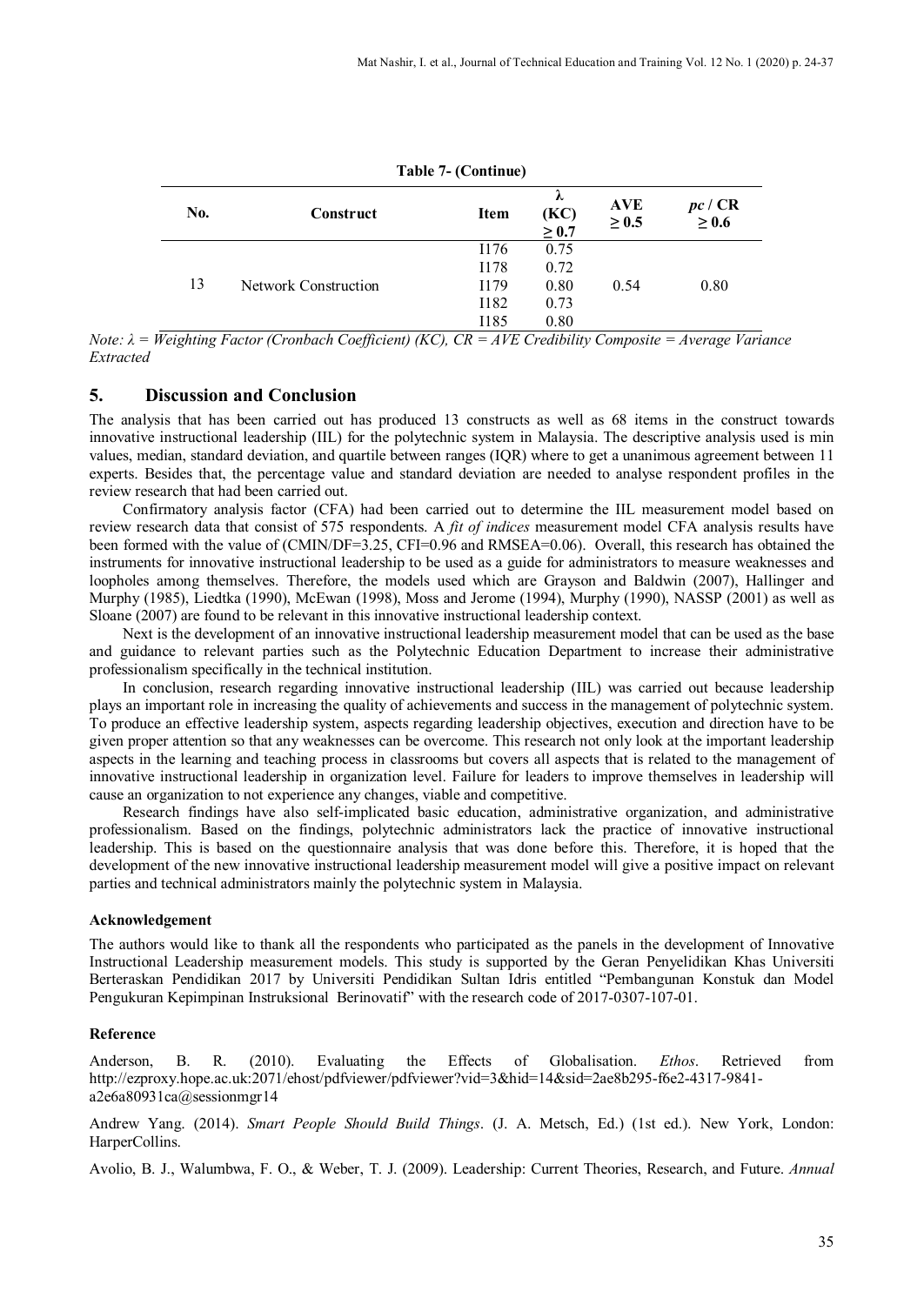**Table 7- (Continue)**

| No. | Construct | Item | λ (KC) ≥ 0.7 | AVE ≥ 0.5 | *pc* / CR ≥ 0.6 |
|---|---|---|---|---|---|
| 13 | Network Construction | I176 | 0.75 | 0.54 | 0.80 |
| | | I178 | 0.72 | | |
| | | I179 | 0.80 | | |
| | | I182 | 0.73 | | |
| | | I185 | 0.80 | | |

*Note: λ = Weighting Factor (Cronbach Coefficient) (KC), CR = AVE Credibility Composite = Average Variance Extracted*

## 5. Discussion and Conclusion

The analysis that has been carried out has produced 13 constructs as well as 68 items in the construct towards innovative instructional leadership (IIL) for the polytechnic system in Malaysia. The descriptive analysis used is min values, median, standard deviation, and quartile between ranges (IQR) where to get a unanimous agreement between 11 experts. Besides that, the percentage value and standard deviation are needed to analyse respondent profiles in the review research that had been carried out.

Confirmatory analysis factor (CFA) had been carried out to determine the IIL measurement model based on review research data that consist of 575 respondents. A *fit of indices* measurement model CFA analysis results have been formed with the value of (CMIN/DF=3.25, CFI=0.96 and RMSEA=0.06). Overall, this research has obtained the instruments for innovative instructional leadership to be used as a guide for administrators to measure weaknesses and loopholes among themselves. Therefore, the models used which are Grayson and Baldwin (2007), Hallinger and Murphy (1985), Liedtka (1990), McEwan (1998), Moss and Jerome (1994), Murphy (1990), NASSP (2001) as well as Sloane (2007) are found to be relevant in this innovative instructional leadership context.

Next is the development of an innovative instructional leadership measurement model that can be used as the base and guidance to relevant parties such as the Polytechnic Education Department to increase their administrative professionalism specifically in the technical institution.

In conclusion, research regarding innovative instructional leadership (IIL) was carried out because leadership plays an important role in increasing the quality of achievements and success in the management of polytechnic system. To produce an effective leadership system, aspects regarding leadership objectives, execution and direction have to be given proper attention so that any weaknesses can be overcome. This research not only look at the important leadership aspects in the learning and teaching process in classrooms but covers all aspects that is related to the management of innovative instructional leadership in organization level. Failure for leaders to improve themselves in leadership will cause an organization to not experience any changes, viable and competitive.

Research findings have also self-implicated basic education, administrative organization, and administrative professionalism. Based on the findings, polytechnic administrators lack the practice of innovative instructional leadership. This is based on the questionnaire analysis that was done before this. Therefore, it is hoped that the development of the new innovative instructional leadership measurement model will give a positive impact on relevant parties and technical administrators mainly the polytechnic system in Malaysia.

### Acknowledgement

The authors would like to thank all the respondents who participated as the panels in the development of Innovative Instructional Leadership measurement models. This study is supported by the Geran Penyelidikan Khas Universiti Berteraskan Pendidikan 2017 by Universiti Pendidikan Sultan Idris entitled "Pembangunan Konstuk dan Model Pengukuran Kepimpinan Instruksional Berinovatif" with the research code of 2017-0307-107-01.

### Reference

Anderson, B. R. (2010). Evaluating the Effects of Globalisation. *Ethos*. Retrieved from http://ezproxy.hope.ac.uk:2071/ehost/pdfviewer/pdfviewer?vid=3&hid=14&sid=2ae8b295-f6e2-4317-9841-a2e6a80931ca@sessionmgr14

Andrew Yang. (2014). *Smart People Should Build Things*. (J. A. Metsch, Ed.) (1st ed.). New York, London: HarperCollins.

Avolio, B. J., Walumbwa, F. O., & Weber, T. J. (2009). Leadership: Current Theories, Research, and Future. *Annual*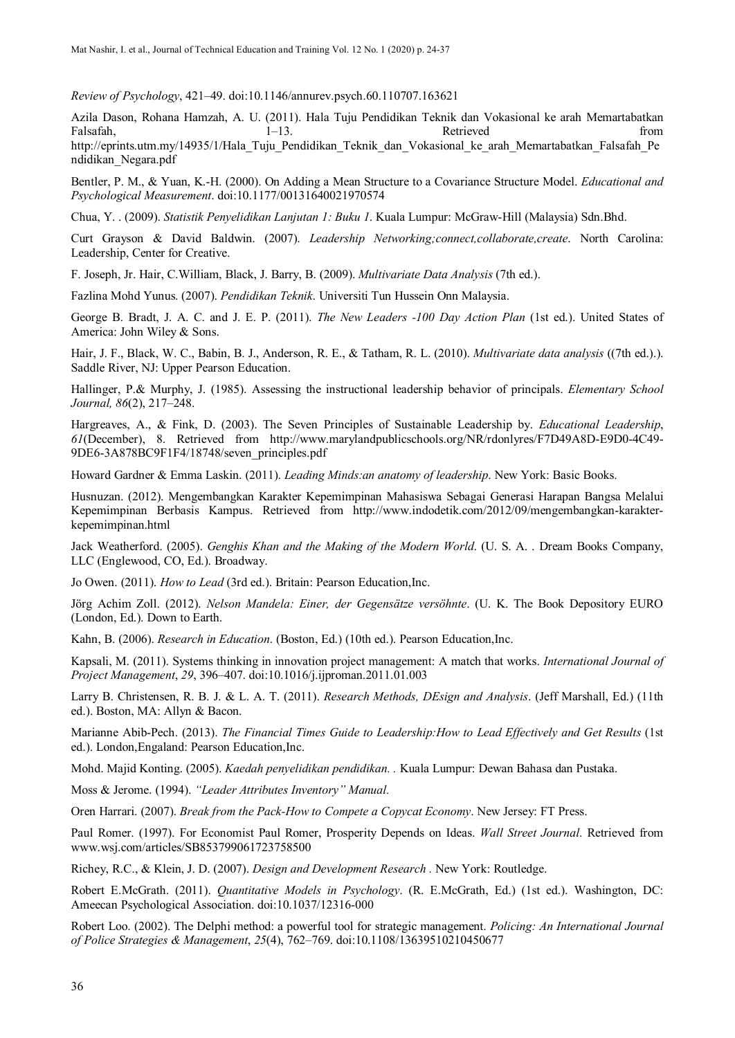*Review of Psychology*, 421–49. doi:10.1146/annurev.psych.60.110707.163621

Azila Dason, Rohana Hamzah, A. U. (2011). Hala Tuju Pendidikan Teknik dan Vokasional ke arah Memartabatkan Falsafah, 1–13. Retrieved from http://eprints.utm.my/14935/1/Hala_Tuju_Pendidikan_Teknik_dan_Vokasional_ke_arah_Memartabatkan_Falsafah_Pendidikan_Negara.pdf

Bentler, P. M., & Yuan, K.-H. (2000). On Adding a Mean Structure to a Covariance Structure Model. *Educational and Psychological Measurement*. doi:10.1177/00131640021970574

Chua, Y. . (2009). *Statistik Penyelidikan Lanjutan 1: Buku 1*. Kuala Lumpur: McGraw-Hill (Malaysia) Sdn.Bhd.

Curt Grayson & David Baldwin. (2007). *Leadership Networking;connect,collaborate,create*. North Carolina: Leadership, Center for Creative.

F. Joseph, Jr. Hair, C.William, Black, J. Barry, B. (2009). *Multivariate Data Analysis* (7th ed.).

Fazlina Mohd Yunus. (2007). *Pendidikan Teknik*. Universiti Tun Hussein Onn Malaysia.

George B. Bradt, J. A. C. and J. E. P. (2011). *The New Leaders -100 Day Action Plan* (1st ed.). United States of America: John Wiley & Sons.

Hair, J. F., Black, W. C., Babin, B. J., Anderson, R. E., & Tatham, R. L. (2010). *Multivariate data analysis* ((7th ed.).). Saddle River, NJ: Upper Pearson Education.

Hallinger, P.& Murphy, J. (1985). Assessing the instructional leadership behavior of principals. *Elementary School Journal, 86*(2), 217–248.

Hargreaves, A., & Fink, D. (2003). The Seven Principles of Sustainable Leadership by. *Educational Leadership*, *61*(December), 8. Retrieved from http://www.marylandpublicschools.org/NR/rdonlyres/F7D49A8D-E9D0-4C49-9DE6-3A878BC9F1F4/18748/seven_principles.pdf

Howard Gardner & Emma Laskin. (2011). *Leading Minds:an anatomy of leadership*. New York: Basic Books.

Husnuzan. (2012). Mengembangkan Karakter Kepemimpinan Mahasiswa Sebagai Generasi Harapan Bangsa Melalui Kepemimpinan Berbasis Kampus. Retrieved from http://www.indodetik.com/2012/09/mengembangkan-karakter-kepemimpinan.html

Jack Weatherford. (2005). *Genghis Khan and the Making of the Modern World*. (U. S. A. . Dream Books Company, LLC (Englewood, CO, Ed.). Broadway.

Jo Owen. (2011). *How to Lead* (3rd ed.). Britain: Pearson Education,Inc.

Jörg Achim Zoll. (2012). *Nelson Mandela: Einer, der Gegensätze versöhnte*. (U. K. The Book Depository EURO (London, Ed.). Down to Earth.

Kahn, B. (2006). *Research in Education*. (Boston, Ed.) (10th ed.). Pearson Education,Inc.

Kapsali, M. (2011). Systems thinking in innovation project management: A match that works. *International Journal of Project Management*, *29*, 396–407. doi:10.1016/j.ijproman.2011.01.003

Larry B. Christensen, R. B. J. & L. A. T. (2011). *Research Methods, DEsign and Analysis*. (Jeff Marshall, Ed.) (11th ed.). Boston, MA: Allyn & Bacon.

Marianne Abib-Pech. (2013). *The Financial Times Guide to Leadership:How to Lead Effectively and Get Results* (1st ed.). London,Engaland: Pearson Education,Inc.

Mohd. Majid Konting. (2005). *Kaedah penyelidikan pendidikan. .* Kuala Lumpur: Dewan Bahasa dan Pustaka.

Moss & Jerome. (1994). *"Leader Attributes Inventory" Manual.*

Oren Harrari. (2007). *Break from the Pack-How to Compete a Copycat Economy*. New Jersey: FT Press.

Paul Romer. (1997). For Economist Paul Romer, Prosperity Depends on Ideas. *Wall Street Journal*. Retrieved from www.wsj.com/articles/SB853799061723758500

Richey, R.C., & Klein, J. D. (2007). *Design and Development Research .* New York: Routledge.

Robert E.McGrath. (2011). *Quantitative Models in Psychology*. (R. E.McGrath, Ed.) (1st ed.). Washington, DC: Ameecan Psychological Association. doi:10.1037/12316-000

Robert Loo. (2002). The Delphi method: a powerful tool for strategic management. *Policing: An International Journal of Police Strategies & Management*, *25*(4), 762–769. doi:10.1108/13639510210450677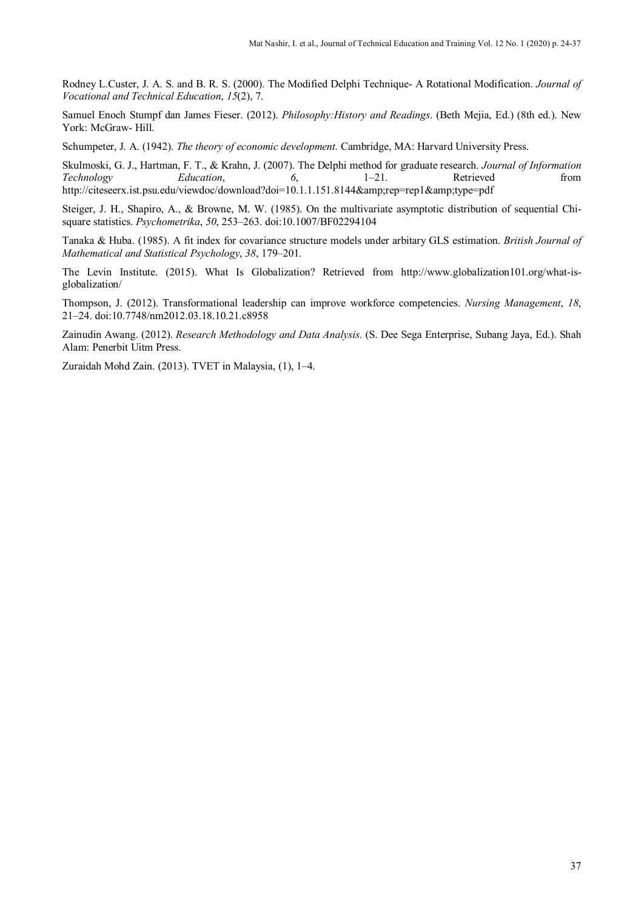Rodney L.Custer, J. A. S. and B. R. S. (2000). The Modified Delphi Technique- A Rotational Modification. *Journal of Vocational and Technical Education*, *15*(2), 7.

Samuel Enoch Stumpf dan James Fieser. (2012). *Philosophy:History and Readings*. (Beth Mejia, Ed.) (8th ed.). New York: McGraw- Hill.

Schumpeter, J. A. (1942). *The theory of economic development.* Cambridge, MA: Harvard University Press.

Skulmoski, G. J., Hartman, F. T., & Krahn, J. (2007). The Delphi method for graduate research. *Journal of Information Technology Education*, *6*, 1–21. Retrieved from http://citeseerx.ist.psu.edu/viewdoc/download?doi=10.1.1.151.8144&amp;rep=rep1&amp;type=pdf

Steiger, J. H., Shapiro, A., & Browne, M. W. (1985). On the multivariate asymptotic distribution of sequential Chi-square statistics. *Psychometrika*, *50*, 253–263. doi:10.1007/BF02294104

Tanaka & Huba. (1985). A fit index for covariance structure models under arbitary GLS estimation. *British Journal of Mathematical and Statistical Psychology*, *38*, 179–201.

The Levin Institute. (2015). What Is Globalization? Retrieved from http://www.globalization101.org/what-is-globalization/

Thompson, J. (2012). Transformational leadership can improve workforce competencies. *Nursing Management*, *18*, 21–24. doi:10.7748/nm2012.03.18.10.21.c8958

Zainudin Awang. (2012). *Research Methodology and Data Analysis.* (S. Dee Sega Enterprise, Subang Jaya, Ed.). Shah Alam: Penerbit Uitm Press.

Zuraidah Mohd Zain. (2013). TVET in Malaysia, (1), 1–4.